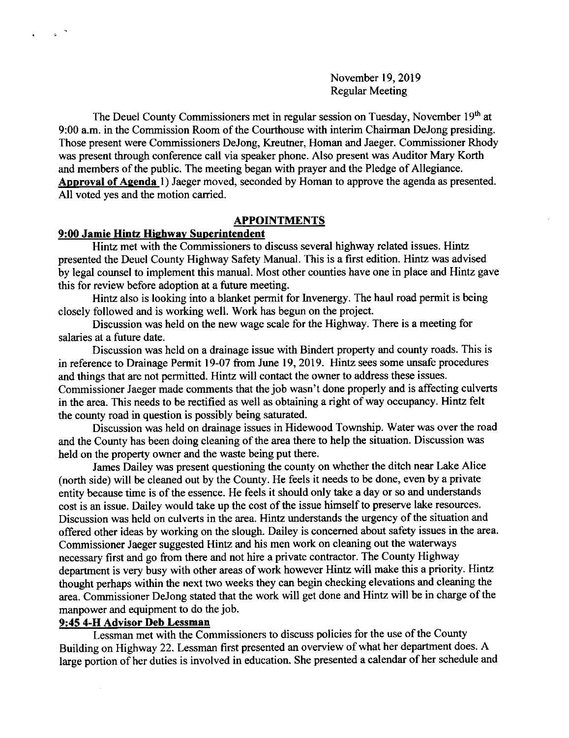November 19, 2019
Regular Meeting

The Deuel County Commissioners met in regular session on Tuesday, November 19th at 9:00 a.m. in the Commission Room of the Courthouse with interim Chairman DeJong presiding. Those present were Commissioners DeJong, Kreutner, Homan and Jaeger. Commissioner Rhody was present through conference call via speaker phone. Also present was Auditor Mary Korth and members of the public. The meeting began with prayer and the Pledge of Allegiance.
**Approval of Agenda** 1) Jaeger moved, seconded by Homan to approve the agenda as presented. All voted yes and the motion carried.

## APPOINTMENTS

### 9:00 Jamie Hintz Highway Superintendent

Hintz met with the Commissioners to discuss several highway related issues. Hintz presented the Deuel County Highway Safety Manual. This is a first edition. Hintz was advised by legal counsel to implement this manual. Most other counties have one in place and Hintz gave this for review before adoption at a future meeting.

Hintz also is looking into a blanket permit for Invenergy. The haul road permit is being closely followed and is working well. Work has begun on the project.

Discussion was held on the new wage scale for the Highway. There is a meeting for salaries at a future date.

Discussion was held on a drainage issue with Bindert property and county roads. This is in reference to Drainage Permit 19-07 from June 19, 2019. Hintz sees some unsafe procedures and things that are not permitted. Hintz will contact the owner to address these issues. Commissioner Jaeger made comments that the job wasn't done properly and is affecting culverts in the area. This needs to be rectified as well as obtaining a right of way occupancy. Hintz felt the county road in question is possibly being saturated.

Discussion was held on drainage issues in Hidewood Township. Water was over the road and the County has been doing cleaning of the area there to help the situation. Discussion was held on the property owner and the waste being put there.

James Dailey was present questioning the county on whether the ditch near Lake Alice (north side) will be cleaned out by the County. He feels it needs to be done, even by a private entity because time is of the essence. He feels it should only take a day or so and understands cost is an issue. Dailey would take up the cost of the issue himself to preserve lake resources. Discussion was held on culverts in the area. Hintz understands the urgency of the situation and offered other ideas by working on the slough. Dailey is concerned about safety issues in the area. Commissioner Jaeger suggested Hintz and his men work on cleaning out the waterways necessary first and go from there and not hire a private contractor. The County Highway department is very busy with other areas of work however Hintz will make this a priority. Hintz thought perhaps within the next two weeks they can begin checking elevations and cleaning the area. Commissioner DeJong stated that the work will get done and Hintz will be in charge of the manpower and equipment to do the job.

### 9:45 4-H Advisor Deb Lessman

Lessman met with the Commissioners to discuss policies for the use of the County Building on Highway 22. Lessman first presented an overview of what her department does. A large portion of her duties is involved in education. She presented a calendar of her schedule and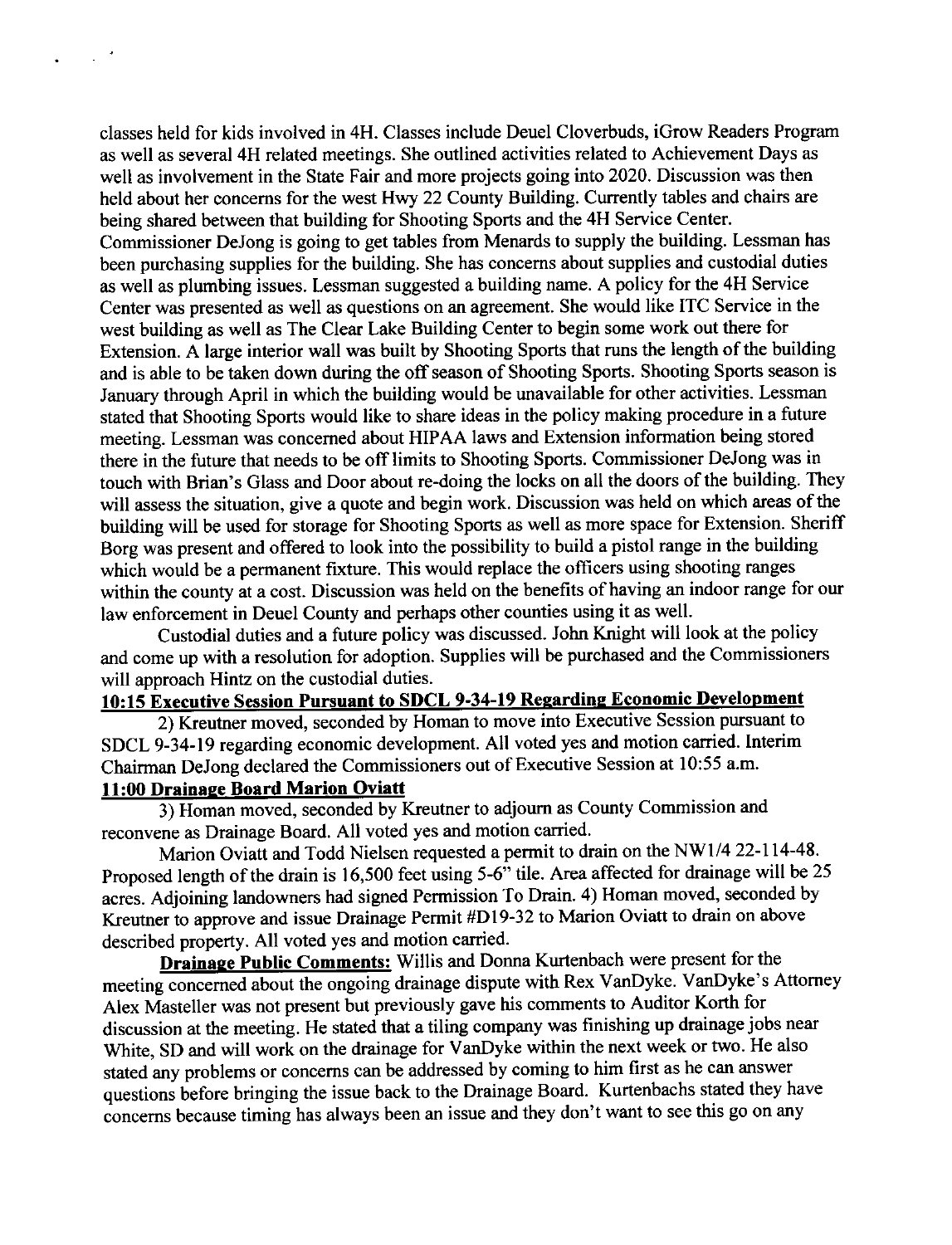classes held for kids involved in 4H. Classes include Deuel Cloverbuds, iGrow Readers Program as well as several 4H related meetings. She outlined activities related to Achievement Days as well as involvement in the State Fair and more projects going into 2020. Discussion was then held about her concerns for the west Hwy 22 County Building. Currently tables and chairs are being shared between that building for Shooting Sports and the 4H Service Center. Commissioner DeJong is going to get tables from Menards to supply the building. Lessman has been purchasing supplies for the building. She has concerns about supplies and custodial duties as well as plumbing issues. Lessman suggested a building name. A policy for the 4H Service Center was presented as well as questions on an agreement. She would like ITC Service in the west building as well as The Clear Lake Building Center to begin some work out there for Extension. A large interior wall was built by Shooting Sports that runs the length of the building and is able to be taken down during the off season of Shooting Sports. Shooting Sports season is January through April in which the building would be unavailable for other activities. Lessman stated that Shooting Sports would like to share ideas in the policy making procedure in a future meeting. Lessman was concerned about HIPAA laws and Extension information being stored there in the future that needs to be off limits to Shooting Sports. Commissioner DeJong was in touch with Brian's Glass and Door about re-doing the locks on all the doors of the building. They will assess the situation, give a quote and begin work. Discussion was held on which areas of the building will be used for storage for Shooting Sports as well as more space for Extension. Sheriff Borg was present and offered to look into the possibility to build a pistol range in the building which would be a permanent fixture. This would replace the officers using shooting ranges within the county at a cost. Discussion was held on the benefits of having an indoor range for our law enforcement in Deuel County and perhaps other counties using it as well.

Custodial duties and a future policy was discussed. John Knight will look at the policy and come up with a resolution for adoption. Supplies will be purchased and the Commissioners will approach Hintz on the custodial duties.

**10:15 Executive Session Pursuant to SDCL 9-34-19 Regarding Economic Development**

2) Kreutner moved, seconded by Homan to move into Executive Session pursuant to SDCL 9-34-19 regarding economic development. All voted yes and motion carried. Interim Chairman DeJong declared the Commissioners out of Executive Session at 10:55 a.m.

**11:00 Drainage Board Marion Oviatt**

3) Homan moved, seconded by Kreutner to adjourn as County Commission and reconvene as Drainage Board. All voted yes and motion carried.

Marion Oviatt and Todd Nielsen requested a permit to drain on the NW1/4 22-114-48. Proposed length of the drain is 16,500 feet using 5-6" tile. Area affected for drainage will be 25 acres. Adjoining landowners had signed Permission To Drain. 4) Homan moved, seconded by Kreutner to approve and issue Drainage Permit #D19-32 to Marion Oviatt to drain on above described property. All voted yes and motion carried.

**Drainage Public Comments:** Willis and Donna Kurtenbach were present for the meeting concerned about the ongoing drainage dispute with Rex VanDyke. VanDyke's Attorney Alex Masteller was not present but previously gave his comments to Auditor Korth for discussion at the meeting. He stated that a tiling company was finishing up drainage jobs near White, SD and will work on the drainage for VanDyke within the next week or two. He also stated any problems or concerns can be addressed by coming to him first as he can answer questions before bringing the issue back to the Drainage Board. Kurtenbachs stated they have concerns because timing has always been an issue and they don't want to see this go on any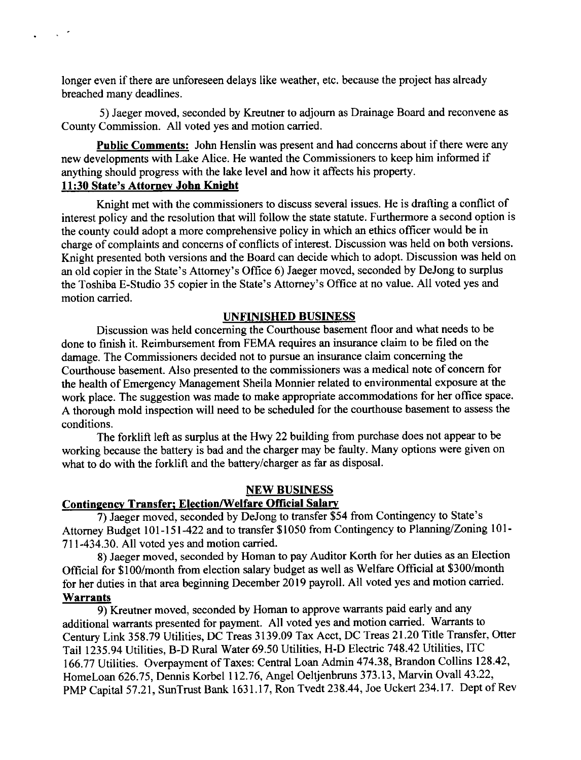longer even if there are unforeseen delays like weather, etc. because the project has already breached many deadlines.

5) Jaeger moved, seconded by Kreutner to adjourn as Drainage Board and reconvene as County Commission. All voted yes and motion carried.

**Public Comments:** John Henslin was present and had concerns about if there were any new developments with Lake Alice. He wanted the Commissioners to keep him informed if anything should progress with the lake level and how it affects his property.

**11:30 State's Attorney John Knight**

Knight met with the commissioners to discuss several issues. He is drafting a conflict of interest policy and the resolution that will follow the state statute. Furthermore a second option is the county could adopt a more comprehensive policy in which an ethics officer would be in charge of complaints and concerns of conflicts of interest. Discussion was held on both versions. Knight presented both versions and the Board can decide which to adopt. Discussion was held on an old copier in the State's Attorney's Office 6) Jaeger moved, seconded by DeJong to surplus the Toshiba E-Studio 35 copier in the State's Attorney's Office at no value. All voted yes and motion carried.

## UNFINISHED BUSINESS

Discussion was held concerning the Courthouse basement floor and what needs to be done to finish it. Reimbursement from FEMA requires an insurance claim to be filed on the damage. The Commissioners decided not to pursue an insurance claim concerning the Courthouse basement. Also presented to the commissioners was a medical note of concern for the health of Emergency Management Sheila Monnier related to environmental exposure at the work place. The suggestion was made to make appropriate accommodations for her office space. A thorough mold inspection will need to be scheduled for the courthouse basement to assess the conditions.

The forklift left as surplus at the Hwy 22 building from purchase does not appear to be working because the battery is bad and the charger may be faulty. Many options were given on what to do with the forklift and the battery/charger as far as disposal.

## NEW BUSINESS

**Contingency Transfer; Election/Welfare Official Salary**

7) Jaeger moved, seconded by DeJong to transfer $54 from Contingency to State's Attorney Budget 101-151-422 and to transfer $1050 from Contingency to Planning/Zoning 101-711-434.30. All voted yes and motion carried.

8) Jaeger moved, seconded by Homan to pay Auditor Korth for her duties as an Election Official for $100/month from election salary budget as well as Welfare Official at $300/month for her duties in that area beginning December 2019 payroll. All voted yes and motion carried.

**Warrants**

9) Kreutner moved, seconded by Homan to approve warrants paid early and any additional warrants presented for payment. All voted yes and motion carried. Warrants to Century Link 358.79 Utilities, DC Treas 3139.09 Tax Acct, DC Treas 21.20 Title Transfer, Otter Tail 1235.94 Utilities, B-D Rural Water 69.50 Utilities, H-D Electric 748.42 Utilities, ITC 166.77 Utilities. Overpayment of Taxes: Central Loan Admin 474.38, Brandon Collins 128.42, HomeLoan 626.75, Dennis Korbel 112.76, Angel Oeltjenbruns 373.13, Marvin Ovall 43.22, PMP Capital 57.21, SunTrust Bank 1631.17, Ron Tvedt 238.44, Joe Uckert 234.17. Dept of Rev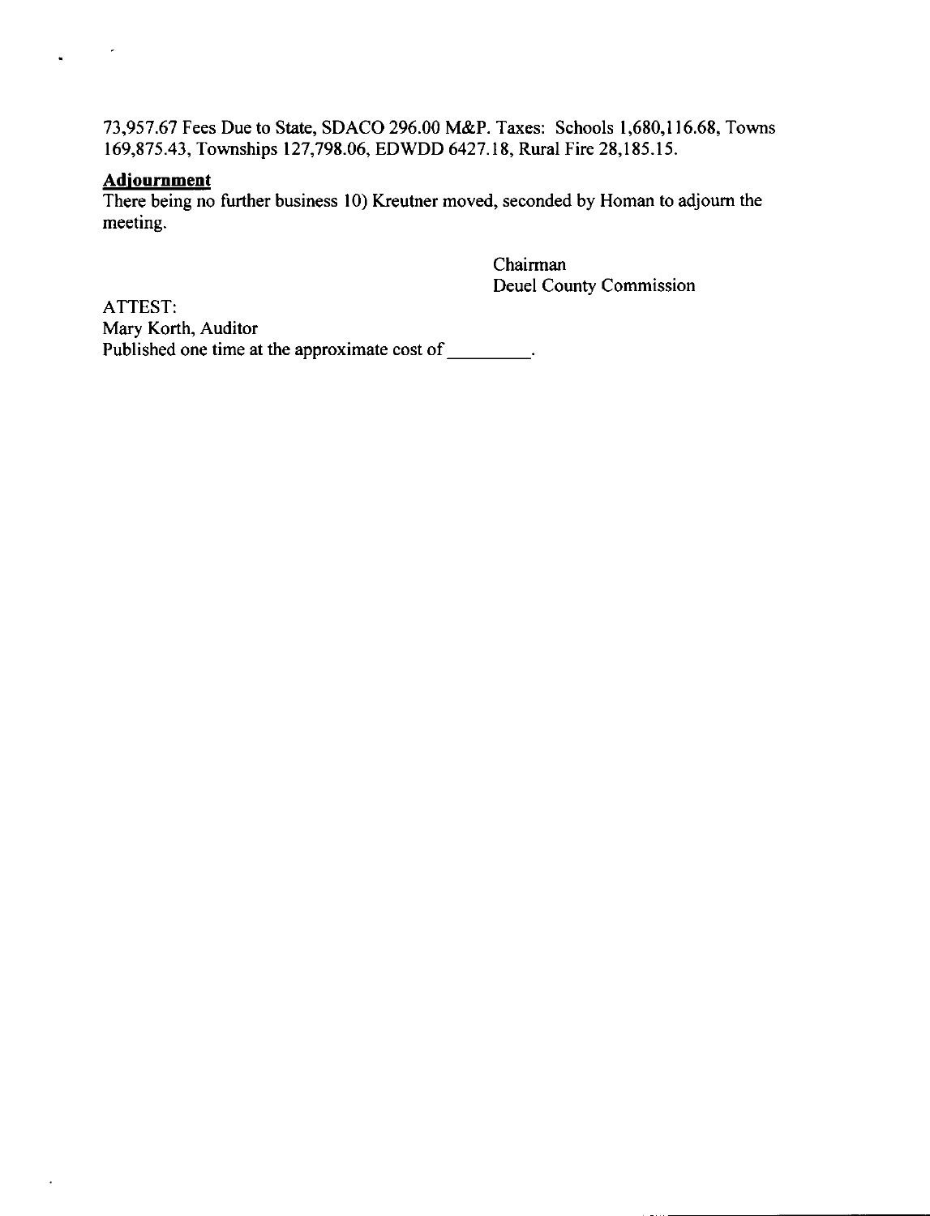73,957.67 Fees Due to State, SDACO 296.00 M&P. Taxes: Schools 1,680,116.68, Towns 169,875.43, Townships 127,798.06, EDWDD 6427.18, Rural Fire 28,185.15.

## Adjournment

There being no further business 10) Kreutner moved, seconded by Homan to adjourn the meeting.

Chairman
Deuel County Commission

ATTEST:
Mary Korth, Auditor
Published one time at the approximate cost of ________.